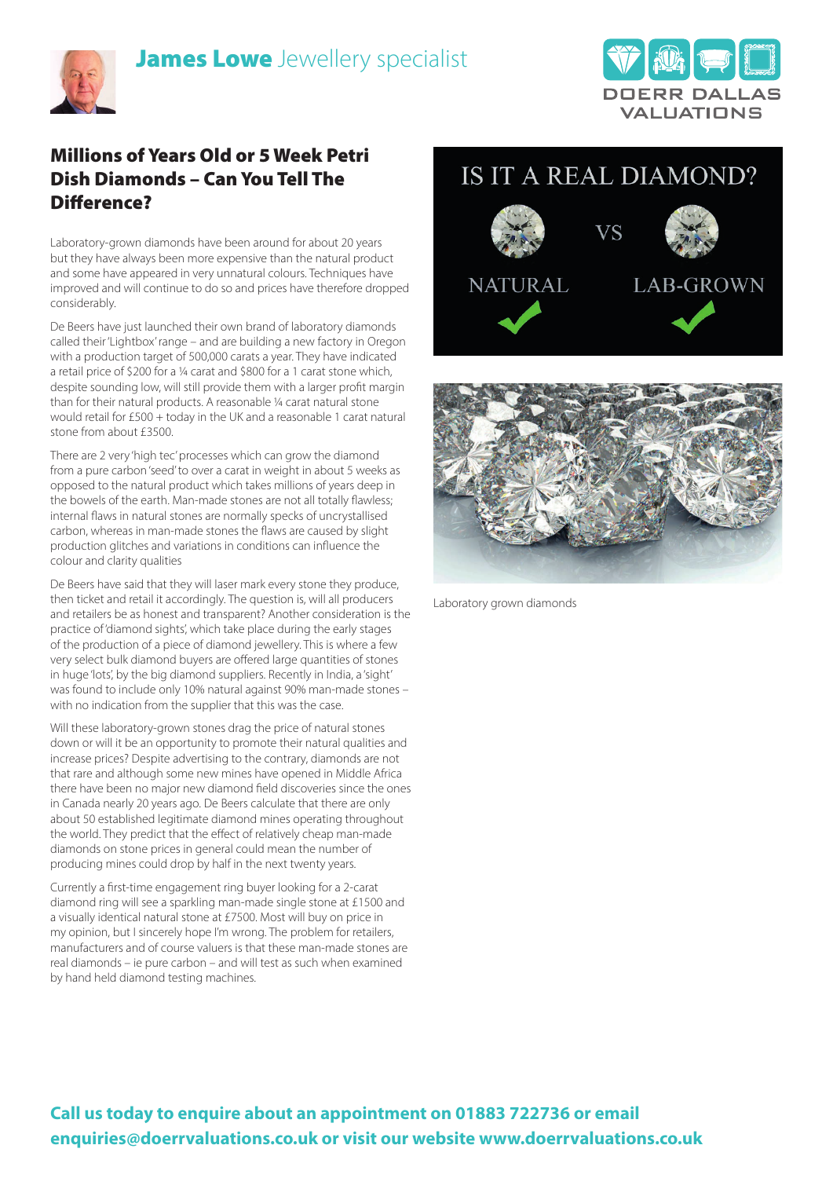# James Lowe Jewellery specialist

DOERR DALLAS VALUATIONS

## Millions of Years Old or 5 Week Petri Dish Diamonds – Can You Tell The Difference?

Laboratory-grown diamonds have been around for about 20 years but they have always been more expensive than the natural product and some have appeared in very unnatural colours. Techniques have improved and will continue to do so and prices have therefore dropped considerably.

De Beers have just launched their own brand of laboratory diamonds called their 'Lightbox' range – and are building a new factory in Oregon with a production target of 500,000 carats a year. They have indicated a retail price of $200 for a ¼ carat and $800 for a 1 carat stone which, despite sounding low, will still provide them with a larger profit margin than for their natural products. A reasonable ¼ carat natural stone would retail for £500 + today in the UK and a reasonable 1 carat natural stone from about £3500.

There are 2 very 'high tec' processes which can grow the diamond from a pure carbon 'seed' to over a carat in weight in about 5 weeks as opposed to the natural product which takes millions of years deep in the bowels of the earth. Man-made stones are not all totally flawless; internal flaws in natural stones are normally specks of uncrystallised carbon, whereas in man-made stones the flaws are caused by slight production glitches and variations in conditions can influence the colour and clarity qualities

De Beers have said that they will laser mark every stone they produce, then ticket and retail it accordingly. The question is, will all producers and retailers be as honest and transparent? Another consideration is the practice of 'diamond sights', which take place during the early stages of the production of a piece of diamond jewellery. This is where a few very select bulk diamond buyers are offered large quantities of stones in huge 'lots', by the big diamond suppliers. Recently in India, a 'sight' was found to include only 10% natural against 90% man-made stones – with no indication from the supplier that this was the case.

Will these laboratory-grown stones drag the price of natural stones down or will it be an opportunity to promote their natural qualities and increase prices? Despite advertising to the contrary, diamonds are not that rare and although some new mines have opened in Middle Africa there have been no major new diamond field discoveries since the ones in Canada nearly 20 years ago. De Beers calculate that there are only about 50 established legitimate diamond mines operating throughout the world. They predict that the effect of relatively cheap man-made diamonds on stone prices in general could mean the number of producing mines could drop by half in the next twenty years.

Currently a first-time engagement ring buyer looking for a 2-carat diamond ring will see a sparkling man-made single stone at £1500 and a visually identical natural stone at £7500. Most will buy on price in my opinion, but I sincerely hope I'm wrong. The problem for retailers, manufacturers and of course valuers is that these man-made stones are real diamonds – ie pure carbon – and will test as such when examined by hand held diamond testing machines.

IS IT A REAL DIAMOND?

NATURAL VS LAB-GROWN

Laboratory grown diamonds

**Call us today to enquire about an appointment on 01883 722736 or email enquiries@doerrvaluations.co.uk or visit our website www.doerrvaluations.co.uk**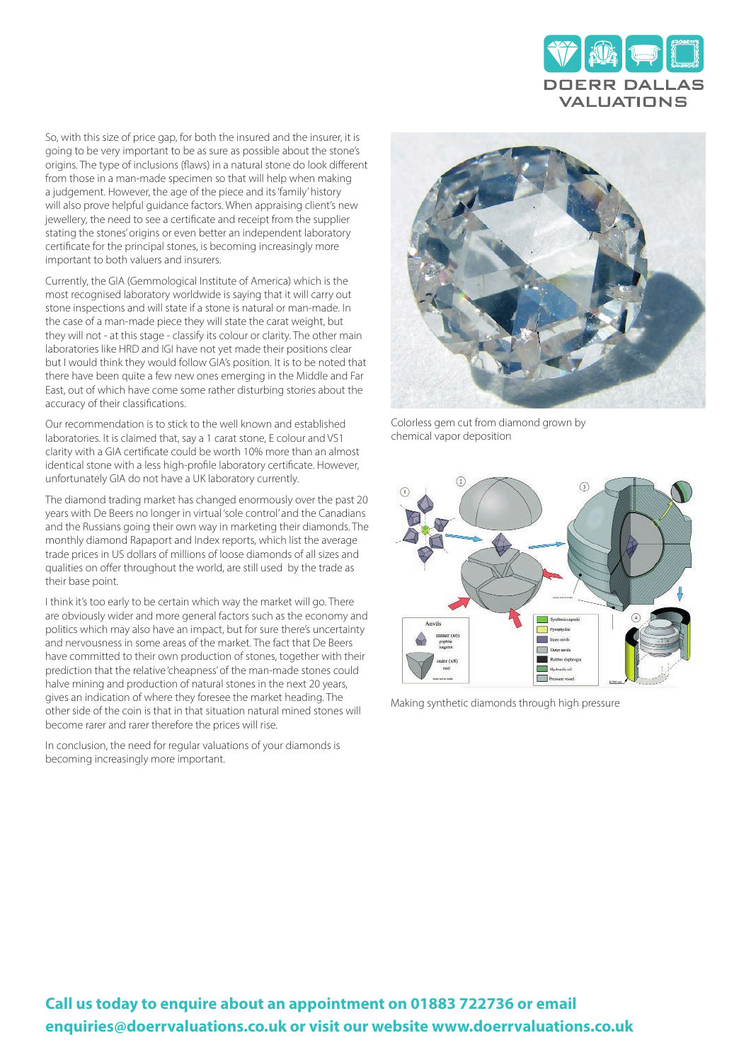So, with this size of price gap, for both the insured and the insurer, it is going to be very important to be as sure as possible about the stone's origins. The type of inclusions (flaws) in a natural stone do look different from those in a man-made specimen so that will help when making a judgement. However, the age of the piece and its 'family' history will also prove helpful guidance factors. When appraising client's new jewellery, the need to see a certificate and receipt from the supplier stating the stones' origins or even better an independent laboratory certificate for the principal stones, is becoming increasingly more important to both valuers and insurers.

Currently, the GIA (Gemmological Institute of America) which is the most recognised laboratory worldwide is saying that it will carry out stone inspections and will state if a stone is natural or man-made. In the case of a man-made piece they will state the carat weight, but they will not - at this stage - classify its colour or clarity. The other main laboratories like HRD and IGI have not yet made their positions clear but I would think they would follow GIA's position. It is to be noted that there have been quite a few new ones emerging in the Middle and Far East, out of which have come some rather disturbing stories about the accuracy of their classifications.

Our recommendation is to stick to the well known and established laboratories. It is claimed that, say a 1 carat stone, E colour and VS1 clarity with a GIA certificate could be worth 10% more than an almost identical stone with a less high-profile laboratory certificate. However, unfortunately GIA do not have a UK laboratory currently.

The diamond trading market has changed enormously over the past 20 years with De Beers no longer in virtual 'sole control' and the Canadians and the Russians going their own way in marketing their diamonds. The monthly diamond Rapaport and Index reports, which list the average trade prices in US dollars of millions of loose diamonds of all sizes and qualities on offer throughout the world, are still used by the trade as their base point.

I think it's too early to be certain which way the market will go. There are obviously wider and more general factors such as the economy and politics which may also have an impact, but for sure there's uncertainty and nervousness in some areas of the market. The fact that De Beers have committed to their own production of stones, together with their prediction that the relative 'cheapness' of the man-made stones could halve mining and production of natural stones in the next 20 years, gives an indication of where they foresee the market heading. The other side of the coin is that in that situation natural mined stones will become rarer and rarer therefore the prices will rise.

In conclusion, the need for regular valuations of your diamonds is becoming increasingly more important.

Colorless gem cut from diamond grown by chemical vapor deposition

Making synthetic diamonds through high pressure

**Call us today to enquire about an appointment on 01883 722736 or email enquiries@doerrvaluations.co.uk or visit our website www.doerrvaluations.co.uk**